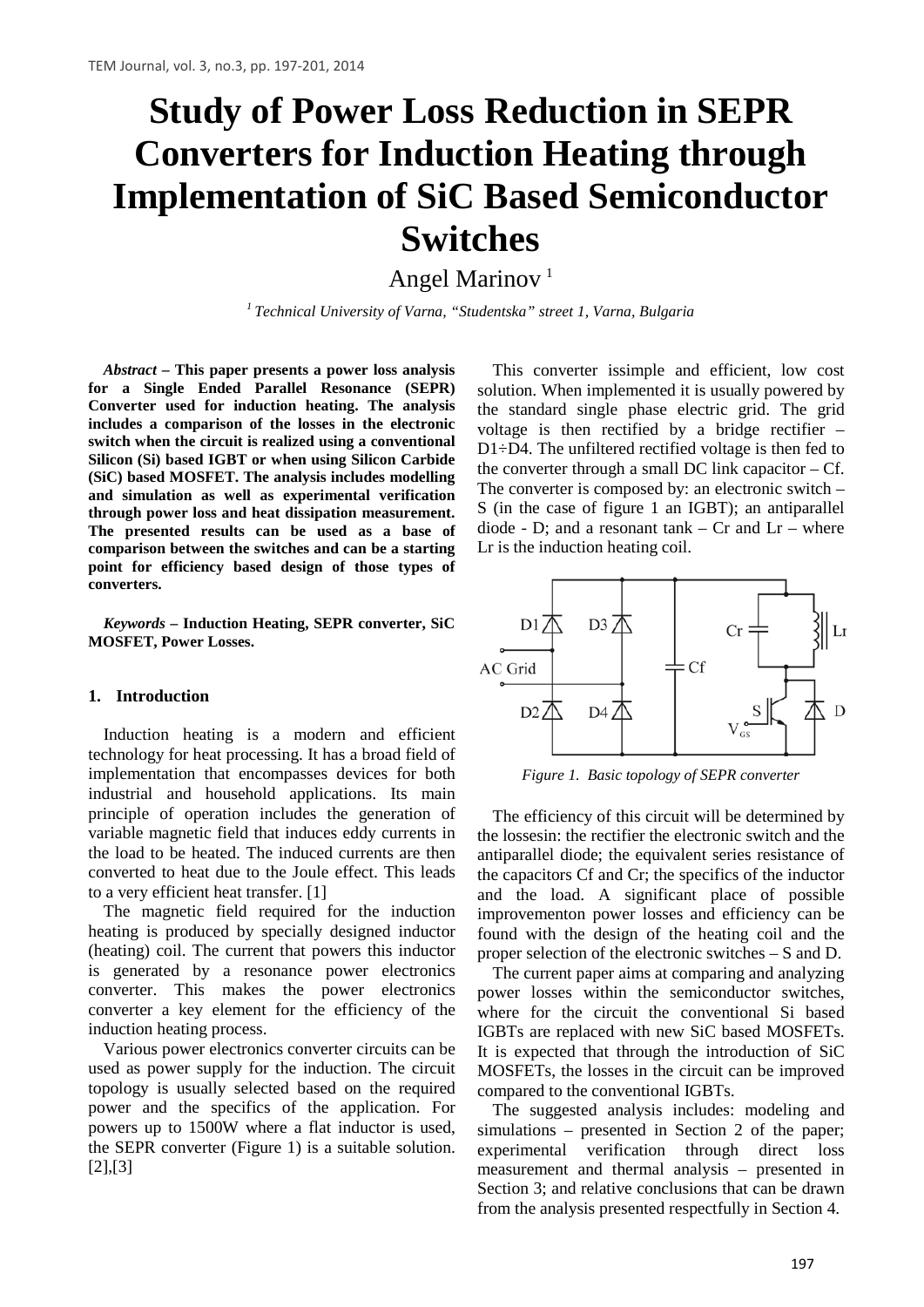# Study of Power Loss Reduction in SEPR Converters for Induction Heating through Implementation of SiC Based Semiconductor Switches

Angel Marinov [1]

[1] *Technical University of Varna, "Studentska" street 1, Varna, Bulgaria*

***Abstract*** **– This paper presents a power loss analysis for a Single Ended Parallel Resonance (SEPR) Converter used for induction heating. The analysis includes a comparison of the losses in the electronic switch when the circuit is realized using a conventional Silicon (Si) based IGBT or when using Silicon Carbide (SiC) based MOSFET. The analysis includes modelling and simulation as well as experimental verification through power loss and heat dissipation measurement. The presented results can be used as a base of comparison between the switches and can be a starting point for efficiency based design of those types of converters.**

***Keywords*** **– Induction Heating, SEPR converter, SiC MOSFET, Power Losses.**

## 1. Introduction

Induction heating is a modern and efficient technology for heat processing. It has a broad field of implementation that encompasses devices for both industrial and household applications. Its main principle of operation includes the generation of variable magnetic field that induces eddy currents in the load to be heated. The induced currents are then converted to heat due to the Joule effect. This leads to a very efficient heat transfer. [1]

The magnetic field required for the induction heating is produced by specially designed inductor (heating) coil. The current that powers this inductor is generated by a resonance power electronics converter. This makes the power electronics converter a key element for the efficiency of the induction heating process.

Various power electronics converter circuits can be used as power supply for the induction. The circuit topology is usually selected based on the required power and the specifics of the application. For powers up to 1500W where a flat inductor is used, the SEPR converter (Figure 1) is a suitable solution. [2],[3]

This converter issimple and efficient, low cost solution. When implemented it is usually powered by the standard single phase electric grid. The grid voltage is then rectified by a bridge rectifier – D1÷D4. The unfiltered rectified voltage is then fed to the converter through a small DC link capacitor – Cf. The converter is composed by: an electronic switch – S (in the case of figure 1 an IGBT); an antiparallel diode - D; and a resonant tank – Cr and Lr – where Lr is the induction heating coil.

*Figure 1. Basic topology of SEPR converter*

The efficiency of this circuit will be determined by the lossesin: the rectifier the electronic switch and the antiparallel diode; the equivalent series resistance of the capacitors Cf and Cr; the specifics of the inductor and the load. A significant place of possible improvementon power losses and efficiency can be found with the design of the heating coil and the proper selection of the electronic switches – S and D.

The current paper aims at comparing and analyzing power losses within the semiconductor switches, where for the circuit the conventional Si based IGBTs are replaced with new SiC based MOSFETs. It is expected that through the introduction of SiC MOSFETs, the losses in the circuit can be improved compared to the conventional IGBTs.

The suggested analysis includes: modeling and simulations – presented in Section 2 of the paper; experimental verification through direct loss measurement and thermal analysis – presented in Section 3; and relative conclusions that can be drawn from the analysis presented respectfully in Section 4.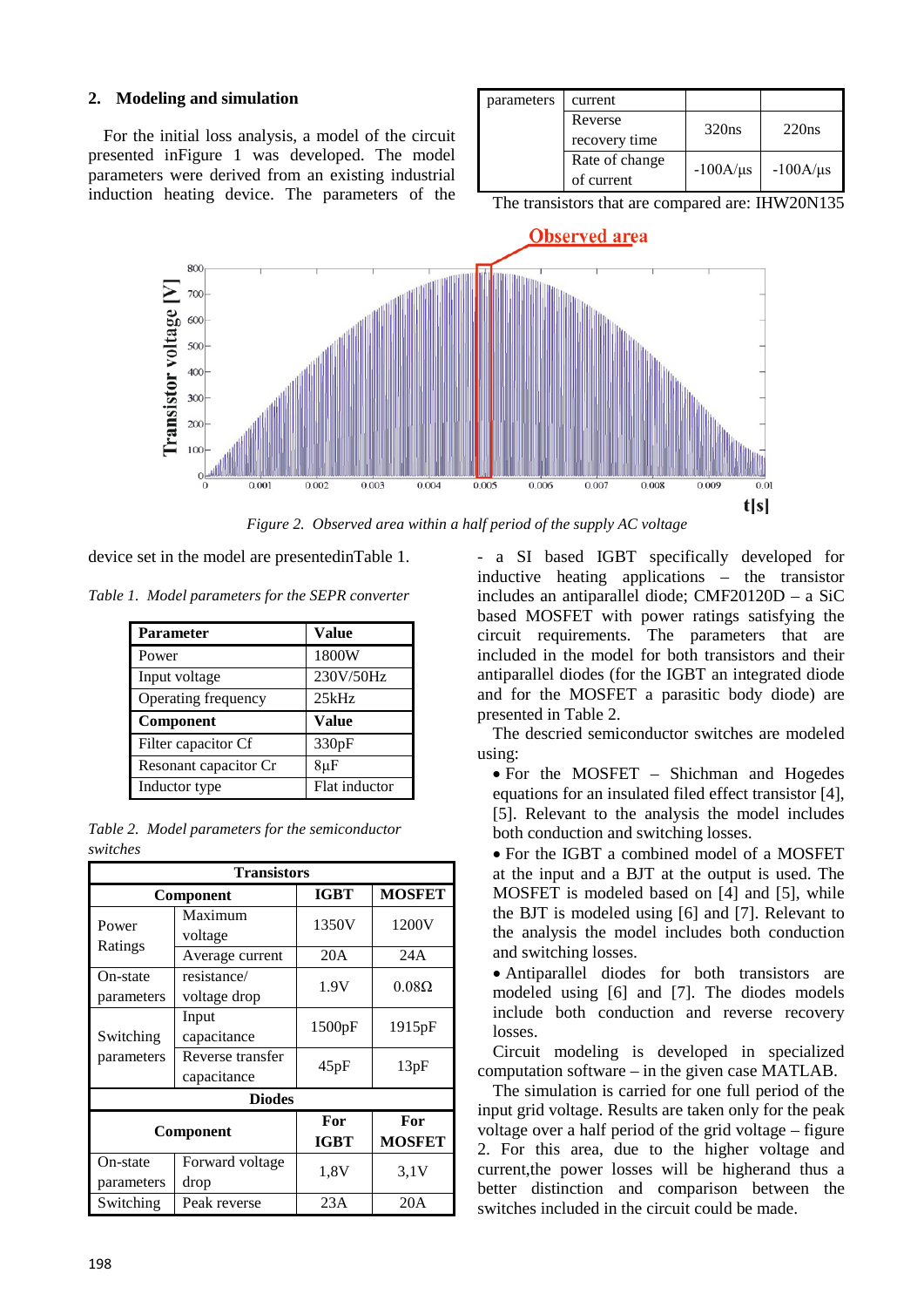## 2. Modeling and simulation

For the initial loss analysis, a model of the circuit presented inFigure 1 was developed. The model parameters were derived from an existing industrial induction heating device. The parameters of the device set in the model are presentedinTable 1.

*Table 1. Model parameters for the SEPR converter*

| Parameter | Value |
|---|---|
| Power | 1800W |
| Input voltage | 230V/50Hz |
| Operating frequency | 25kHz |
| **Component** | **Value** |
| Filter capacitor Cf | 330pF |
| Resonant capacitor Cr | 8μF |
| Inductor type | Flat inductor |

*Table 2. Model parameters for the semiconductor switches*

| Transistors | | | |
|---|---|---|---|
| **Component** | | **IGBT** | **MOSFET** |
| Power Ratings | Maximum voltage | 1350V | 1200V |
| | Average current | 20A | 24A |
| On-state parameters | resistance/ voltage drop | 1.9V | 0.08Ω |
| Switching parameters | Input capacitance | 1500pF | 1915pF |
| | Reverse transfer capacitance | 45pF | 13pF |
| **Diodes** | | | |
| **Component** | | **For IGBT** | **For MOSFET** |
| On-state parameters | Forward voltage drop | 1,8V | 3,1V |
| Switching parameters | Peak reverse current | 23A | 20A |
| | Reverse recovery time | 320ns | 220ns |
| | Rate of change of current | -100A/μs | -100A/μs |

The transistors that are compared are: IHW20N135 - a SI based IGBT specifically developed for inductive heating applications – the transistor includes an antiparallel diode; CMF20120D – a SiC based MOSFET with power ratings satisfying the circuit requirements. The parameters that are included in the model for both transistors and their antiparallel diodes (for the IGBT an integrated diode and for the MOSFET a parasitic body diode) are presented in Table 2.

The descried semiconductor switches are modeled using:

- For the MOSFET – Shichman and Hogedes equations for an insulated filed effect transistor [4], [5]. Relevant to the analysis the model includes both conduction and switching losses.
- For the IGBT a combined model of a MOSFET at the input and a BJT at the output is used. The MOSFET is modeled based on [4] and [5], while the BJT is modeled using [6] and [7]. Relevant to the analysis the model includes both conduction and switching losses.
- Antiparallel diodes for both transistors are modeled using [6] and [7]. The diodes models include both conduction and reverse recovery losses.

Circuit modeling is developed in specialized computation software – in the given case MATLAB.

The simulation is carried for one full period of the input grid voltage. Results are taken only for the peak voltage over a half period of the grid voltage – figure 2. For this area, due to the higher voltage and current,the power losses will be higherand thus a better distinction and comparison between the switches included in the circuit could be made.

*Figure 2. Observed area within a half period of the supply AC voltage*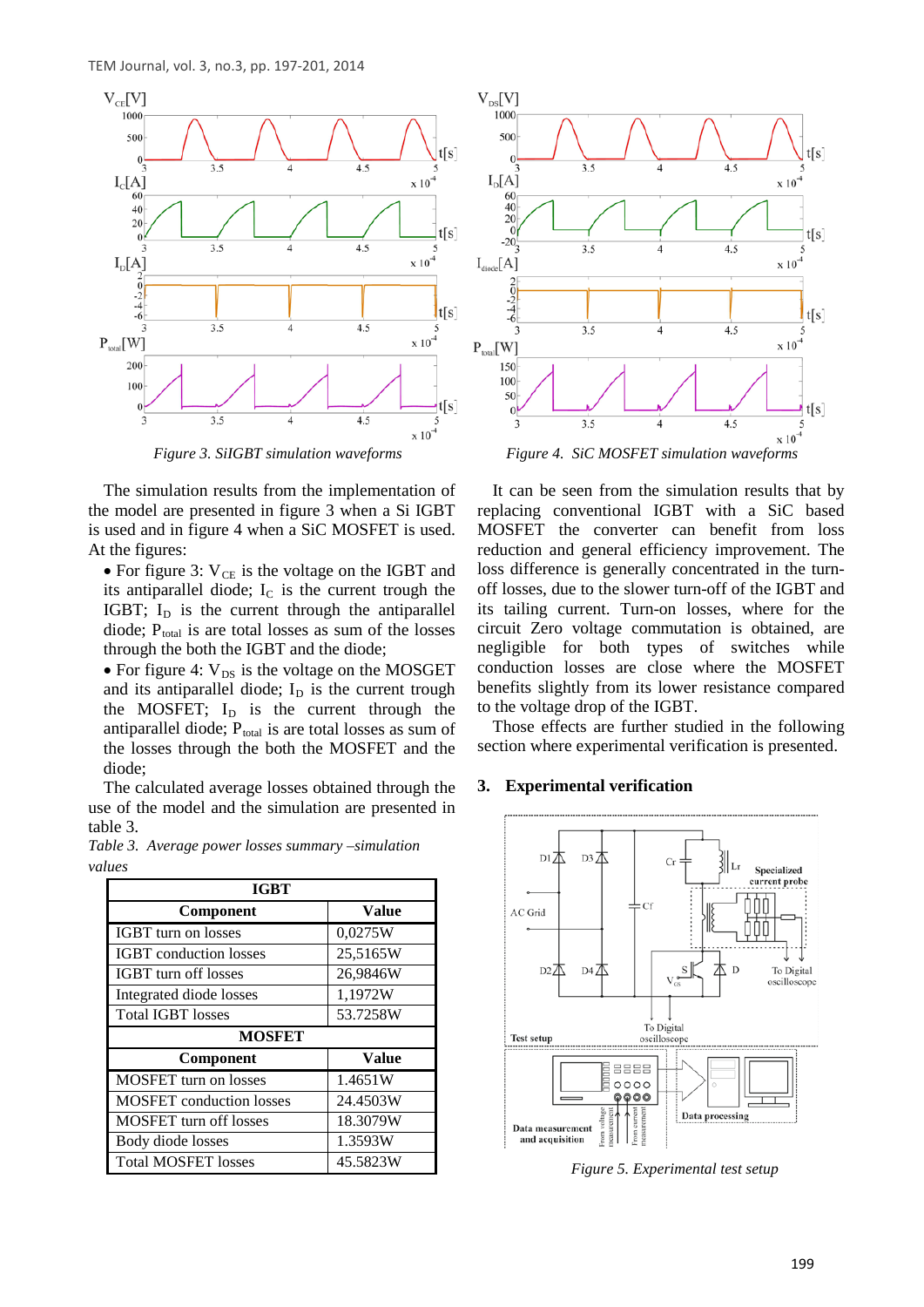*Figure 3. SiIGBT simulation waveforms*

*Figure 4. SiC MOSFET simulation waveforms*

The simulation results from the implementation of the model are presented in figure 3 when a Si IGBT is used and in figure 4 when a SiC MOSFET is used. At the figures:

- For figure 3: $V_{CE}$ is the voltage on the IGBT and its antiparallel diode; $I_C$ is the current trough the IGBT; $I_D$ is the current through the antiparallel diode; $P_{total}$ is are total losses as sum of the losses through the both the IGBT and the diode;
- For figure 4: $V_{DS}$ is the voltage on the MOSGET and its antiparallel diode; $I_D$ is the current trough the MOSFET; $I_D$ is the current through the antiparallel diode; $P_{total}$ is are total losses as sum of the losses through the both the MOSFET and the diode;

The calculated average losses obtained through the use of the model and the simulation are presented in table 3.

*Table 3. Average power losses summary –simulation values*

| IGBT | |
|---|---|
| **Component** | **Value** |
| IGBT turn on losses | 0,0275W |
| IGBT conduction losses | 25,5165W |
| IGBT turn off losses | 26,9846W |
| Integrated diode losses | 1,1972W |
| Total IGBT losses | 53.7258W |
| **MOSFET** | |
| **Component** | **Value** |
| MOSFET turn on losses | 1.4651W |
| MOSFET conduction losses | 24.4503W |
| MOSFET turn off losses | 18.3079W |
| Body diode losses | 1.3593W |
| Total MOSFET losses | 45.5823W |

It can be seen from the simulation results that by replacing conventional IGBT with a SiC based MOSFET the converter can benefit from loss reduction and general efficiency improvement. The loss difference is generally concentrated in the turn-off losses, due to the slower turn-off of the IGBT and its tailing current. Turn-on losses, where for the circuit Zero voltage commutation is obtained, are negligible for both types of switches while conduction losses are close where the MOSFET benefits slightly from its lower resistance compared to the voltage drop of the IGBT.

Those effects are further studied in the following section where experimental verification is presented.

## 3. Experimental verification

*Figure 5. Experimental test setup*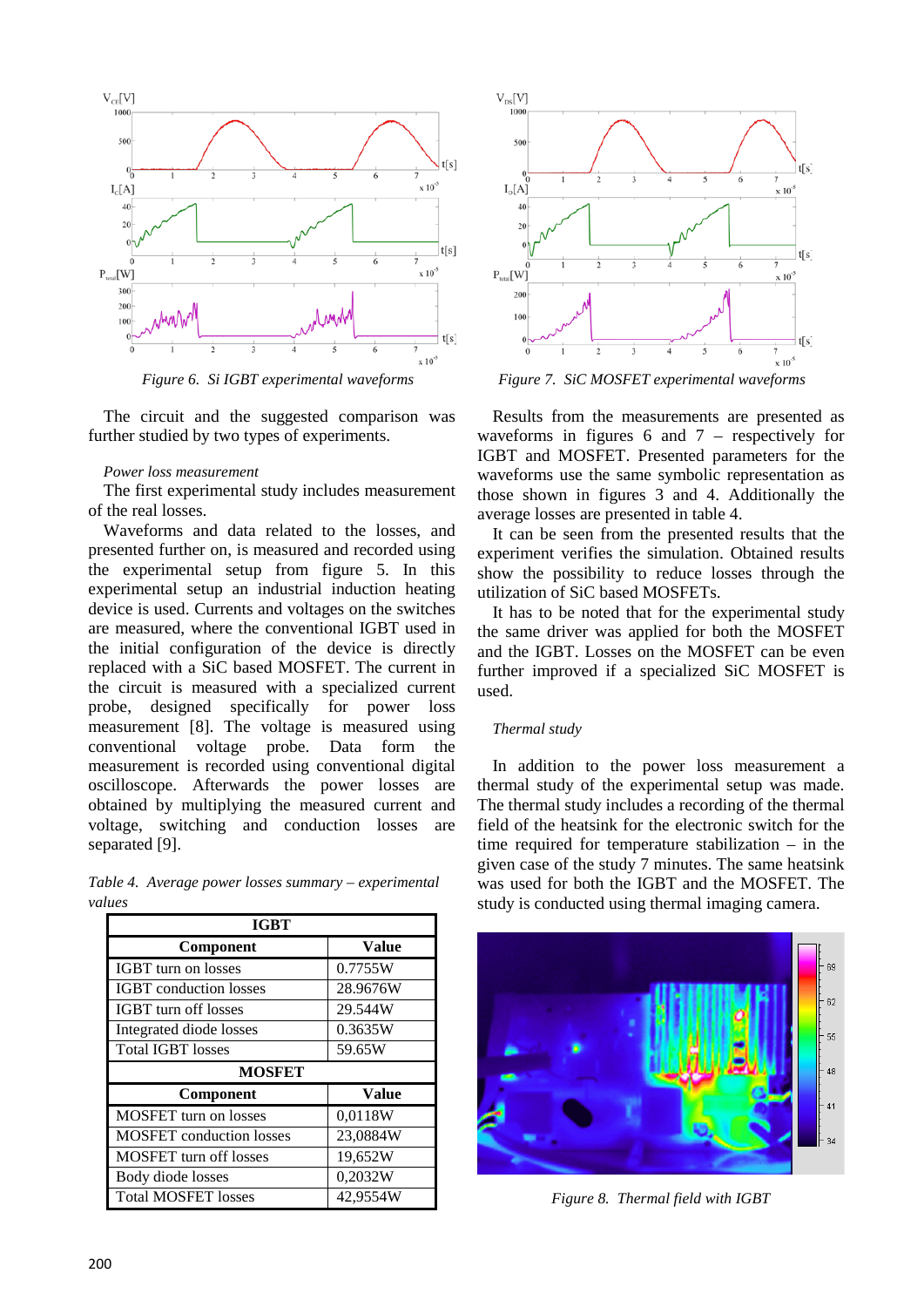Figure 6. Si IGBT experimental waveforms

Figure 7. SiC MOSFET experimental waveforms

The circuit and the suggested comparison was further studied by two types of experiments.

*Power loss measurement*

The first experimental study includes measurement of the real losses.

Waveforms and data related to the losses, and presented further on, is measured and recorded using the experimental setup from figure 5. In this experimental setup an industrial induction heating device is used. Currents and voltages on the switches are measured, where the conventional IGBT used in the initial configuration of the device is directly replaced with a SiC based MOSFET. The current in the circuit is measured with a specialized current probe, designed specifically for power loss measurement [8]. The voltage is measured using conventional voltage probe. Data form the measurement is recorded using conventional digital oscilloscope. Afterwards the power losses are obtained by multiplying the measured current and voltage, switching and conduction losses are separated [9].

*Table 4. Average power losses summary – experimental values*

| IGBT | |
|---|---|
| **Component** | **Value** |
| IGBT turn on losses | 0.7755W |
| IGBT conduction losses | 28.9676W |
| IGBT turn off losses | 29.544W |
| Integrated diode losses | 0.3635W |
| Total IGBT losses | 59.65W |
| **MOSFET** | |
| **Component** | **Value** |
| MOSFET turn on losses | 0,0118W |
| MOSFET conduction losses | 23,0884W |
| MOSFET turn off losses | 19,652W |
| Body diode losses | 0,2032W |
| Total MOSFET losses | 42,9554W |

Results from the measurements are presented as waveforms in figures 6 and 7 – respectively for IGBT and MOSFET. Presented parameters for the waveforms use the same symbolic representation as those shown in figures 3 and 4. Additionally the average losses are presented in table 4.

It can be seen from the presented results that the experiment verifies the simulation. Obtained results show the possibility to reduce losses through the utilization of SiC based MOSFETs.

It has to be noted that for the experimental study the same driver was applied for both the MOSFET and the IGBT. Losses on the MOSFET can be even further improved if a specialized SiC MOSFET is used.

*Thermal study*

In addition to the power loss measurement a thermal study of the experimental setup was made. The thermal study includes a recording of the thermal field of the heatsink for the electronic switch for the time required for temperature stabilization – in the given case of the study 7 minutes. The same heatsink was used for both the IGBT and the MOSFET. The study is conducted using thermal imaging camera.

Figure 8. Thermal field with IGBT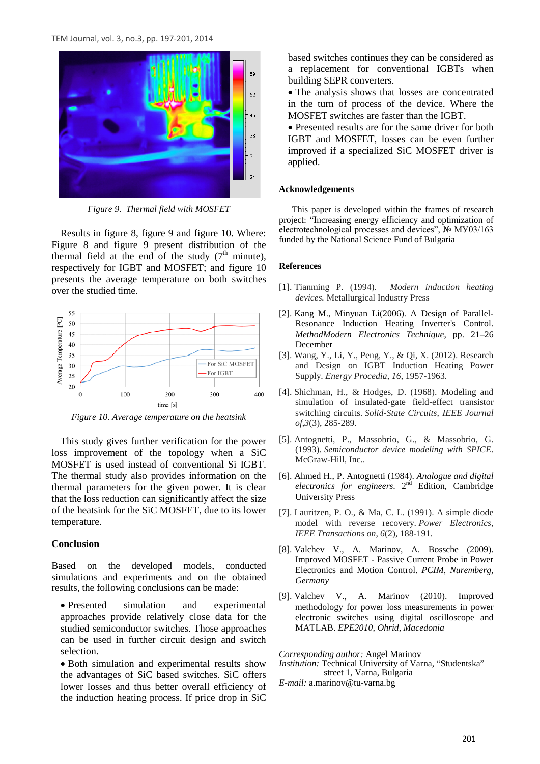59
52
45
38
31
24

*Figure 9. Thermal field with MOSFET*

Results in figure 8, figure 9 and figure 10. Where: Figure 8 and figure 9 present distribution of the thermal field at the end of the study (7th minute), respectively for IGBT and MOSFET; and figure 10 presents the average temperature on both switches over the studied time.

Average Temperature [°C]
55
50
45
40
35
30
25
20
0
100
200
300
400
time [s]
For SiC MOSFET
For IGBT

*Figure 10. Average temperature on the heatsink*

This study gives further verification for the power loss improvement of the topology when a SiC MOSFET is used instead of conventional Si IGBT. The thermal study also provides information on the thermal parameters for the given power. It is clear that the loss reduction can significantly affect the size of the heatsink for the SiC MOSFET, due to its lower temperature.

## Conclusion

Based on the developed models, conducted simulations and experiments and on the obtained results, the following conclusions can be made:

- Presented simulation and experimental approaches provide relatively close data for the studied semiconductor switches. Those approaches can be used in further circuit design and switch selection.
- Both simulation and experimental results show the advantages of SiC based switches. SiC offers lower losses and thus better overall efficiency of the induction heating process. If price drop in SiC based switches continues they can be considered as a replacement for conventional IGBTs when building SEPR converters.
- The analysis shows that losses are concentrated in the turn of process of the device. Where the MOSFET switches are faster than the IGBT.
- Presented results are for the same driver for both IGBT and MOSFET, losses can be even further improved if a specialized SiC MOSFET driver is applied.

## Acknowledgements

This paper is developed within the frames of research project: “Increasing energy efficiency and optimization of electrotechnological processes and devices”, № МУ03/163 funded by the National Science Fund of Bulgaria

## References

[1]. Tianming P. (1994). *Modern induction heating devices.* Metallurgical Industry Press

[2]. Kang M., Minyuan Li(2006). A Design of Parallel-Resonance Induction Heating Inverter's Control. *MethodModern Electronics Technique*, pp. 21–26 December

[3]. Wang, Y., Li, Y., Peng, Y., & Qi, X. (2012). Research and Design on IGBT Induction Heating Power Supply. *Energy Procedia*, *16*, 1957-1963.

[4]. Shichman, H., & Hodges, D. (1968). Modeling and simulation of insulated-gate field-effect transistor switching circuits. *Solid-State Circuits, IEEE Journal of*,*3*(3), 285-289.

[5]. Antognetti, P., Massobrio, G., & Massobrio, G. (1993). *Semiconductor device modeling with SPICE*. McGraw-Hill, Inc..

[6]. Ahmed H., P. Antognetti (1984). *Analogue and digital electronics for engineers.* 2nd Edition, Cambridge University Press

[7]. Lauritzen, P. O., & Ma, C. L. (1991). A simple diode model with reverse recovery. *Power Electronics, IEEE Transactions on*, *6*(2), 188-191.

[8]. Valchev V., A. Marinov, A. Bossche (2009). Improved MOSFET - Passive Current Probe in Power Electronics and Motion Control. *PCIM, Nuremberg, Germany*

[9]. Valchev V., A. Marinov (2010). Improved methodology for power loss measurements in power electronic switches using digital oscilloscope and MATLAB. *EPE2010, Ohrid, Macedonia*

*Corresponding author:* Angel Marinov
*Institution:* Technical University of Varna, “Studentska” street 1, Varna, Bulgaria
*E-mail:* a.marinov@tu-varna.bg